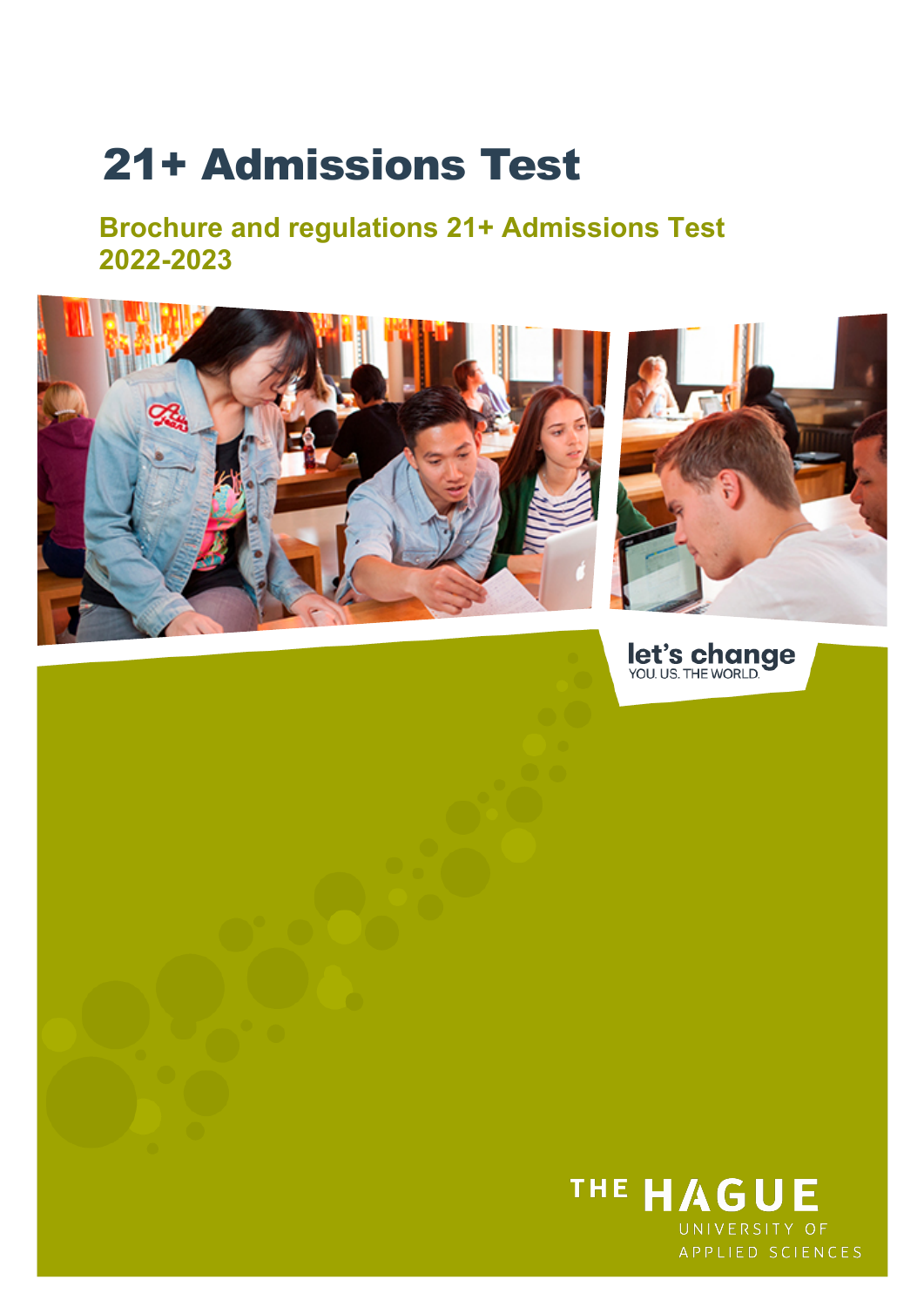# 21+ Admissions Test

## Brochure and regulations 21+ Admissions Test 2022-2023

let's change
YOU. US. THE WORLD.

THE HAGUE
UNIVERSITY OF
APPLIED SCIENCES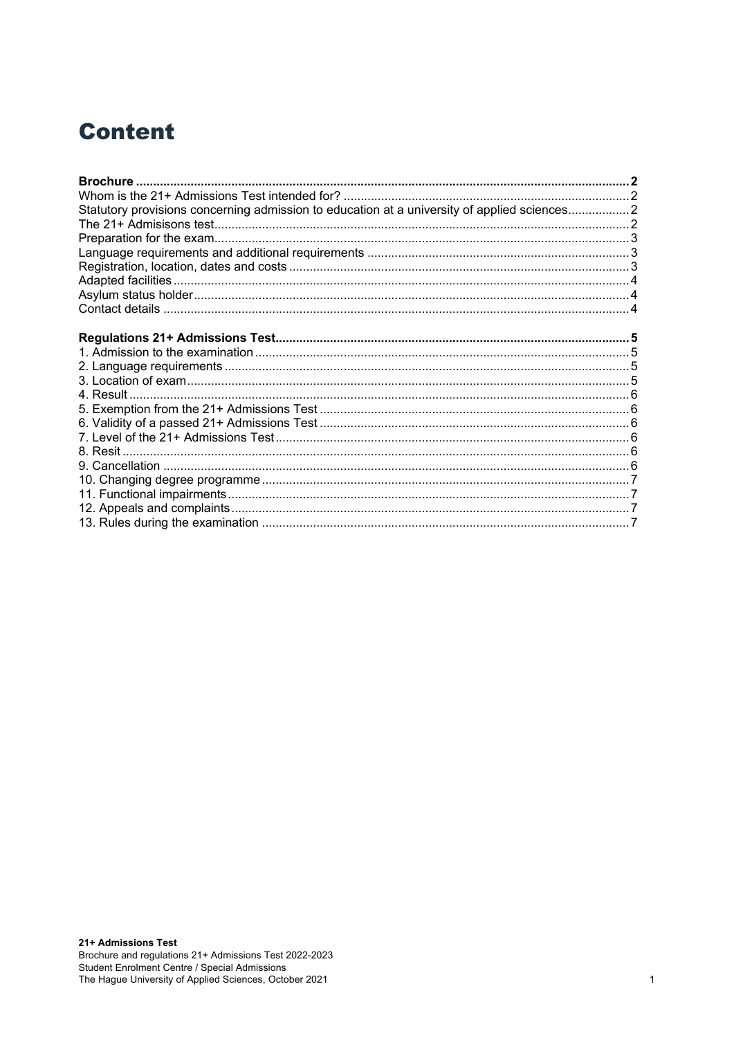# Content

**Brochure** .......... 2
Whom is the 21+ Admissions Test intended for? .......... 2
Statutory provisions concerning admission to education at a university of applied sciences .......... 2
The 21+ Admisisons test .......... 2
Preparation for the exam .......... 3
Language requirements and additional requirements .......... 3
Registration, location, dates and costs .......... 3
Adapted facilities .......... 4
Asylum status holder .......... 4
Contact details .......... 4

**Regulations 21+ Admissions Test** .......... 5
1. Admission to the examination .......... 5
2. Language requirements .......... 5
3. Location of exam .......... 5
4. Result .......... 6
5. Exemption from the 21+ Admissions Test .......... 6
6. Validity of a passed 21+ Admissions Test .......... 6
7. Level of the 21+ Admissions Test .......... 6
8. Resit .......... 6
9. Cancellation .......... 6
10. Changing degree programme .......... 7
11. Functional impairments .......... 7
12. Appeals and complaints .......... 7
13. Rules during the examination .......... 7

**21+ Admissions Test**
Brochure and regulations 21+ Admissions Test 2022-2023
Student Enrolment Centre / Special Admissions
The Hague University of Applied Sciences, October 2021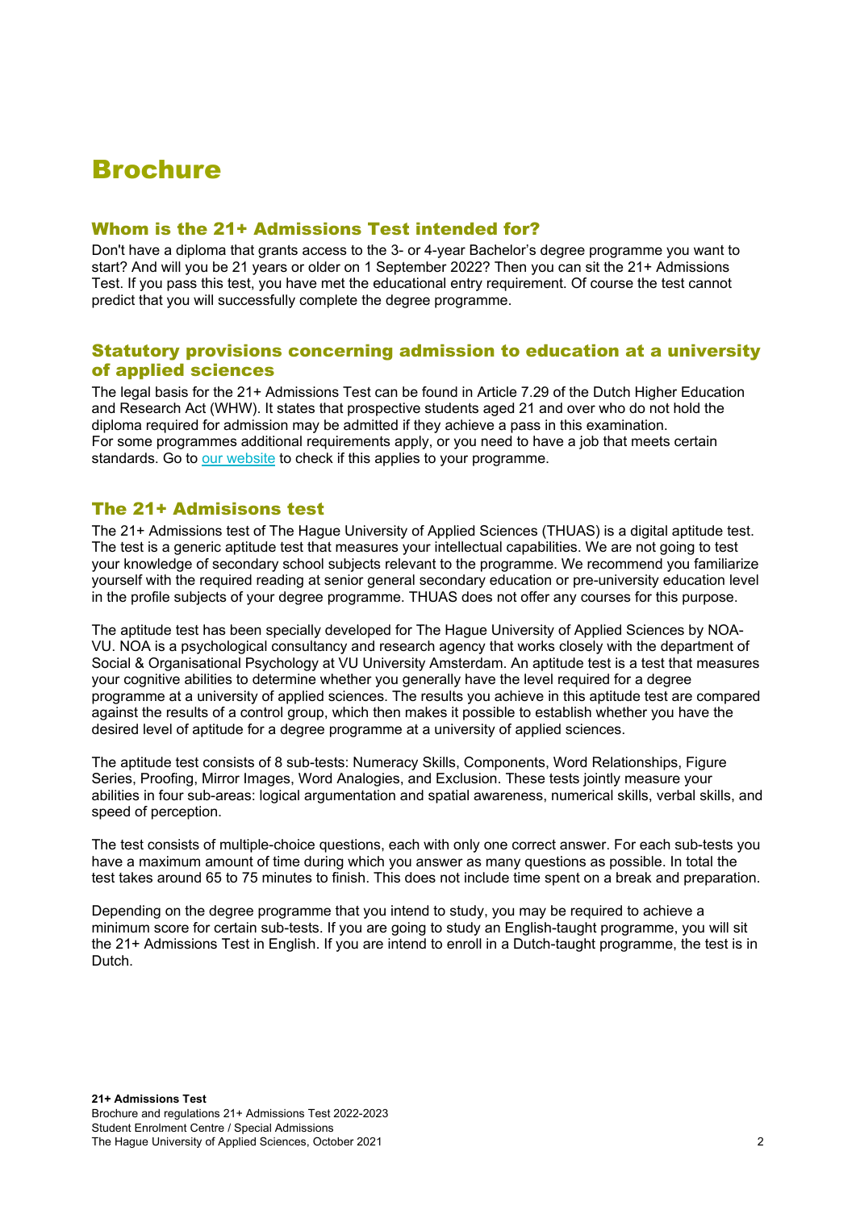# Brochure

## Whom is the 21+ Admissions Test intended for?

Don't have a diploma that grants access to the 3- or 4-year Bachelor's degree programme you want to start? And will you be 21 years or older on 1 September 2022? Then you can sit the 21+ Admissions Test. If you pass this test, you have met the educational entry requirement. Of course the test cannot predict that you will successfully complete the degree programme.

## Statutory provisions concerning admission to education at a university of applied sciences

The legal basis for the 21+ Admissions Test can be found in Article 7.29 of the Dutch Higher Education and Research Act (WHW). It states that prospective students aged 21 and over who do not hold the diploma required for admission may be admitted if they achieve a pass in this examination.
For some programmes additional requirements apply, or you need to have a job that meets certain standards. Go to our website to check if this applies to your programme.

## The 21+ Admisisons test

The 21+ Admissions test of The Hague University of Applied Sciences (THUAS) is a digital aptitude test. The test is a generic aptitude test that measures your intellectual capabilities. We are not going to test your knowledge of secondary school subjects relevant to the programme. We recommend you familiarize yourself with the required reading at senior general secondary education or pre-university education level in the profile subjects of your degree programme. THUAS does not offer any courses for this purpose.

The aptitude test has been specially developed for The Hague University of Applied Sciences by NOA-VU. NOA is a psychological consultancy and research agency that works closely with the department of Social & Organisational Psychology at VU University Amsterdam. An aptitude test is a test that measures your cognitive abilities to determine whether you generally have the level required for a degree programme at a university of applied sciences. The results you achieve in this aptitude test are compared against the results of a control group, which then makes it possible to establish whether you have the desired level of aptitude for a degree programme at a university of applied sciences.

The aptitude test consists of 8 sub-tests: Numeracy Skills, Components, Word Relationships, Figure Series, Proofing, Mirror Images, Word Analogies, and Exclusion. These tests jointly measure your abilities in four sub-areas: logical argumentation and spatial awareness, numerical skills, verbal skills, and speed of perception.

The test consists of multiple-choice questions, each with only one correct answer. For each sub-tests you have a maximum amount of time during which you answer as many questions as possible. In total the test takes around 65 to 75 minutes to finish. This does not include time spent on a break and preparation.

Depending on the degree programme that you intend to study, you may be required to achieve a minimum score for certain sub-tests. If you are going to study an English-taught programme, you will sit the 21+ Admissions Test in English. If you are intend to enroll in a Dutch-taught programme, the test is in Dutch.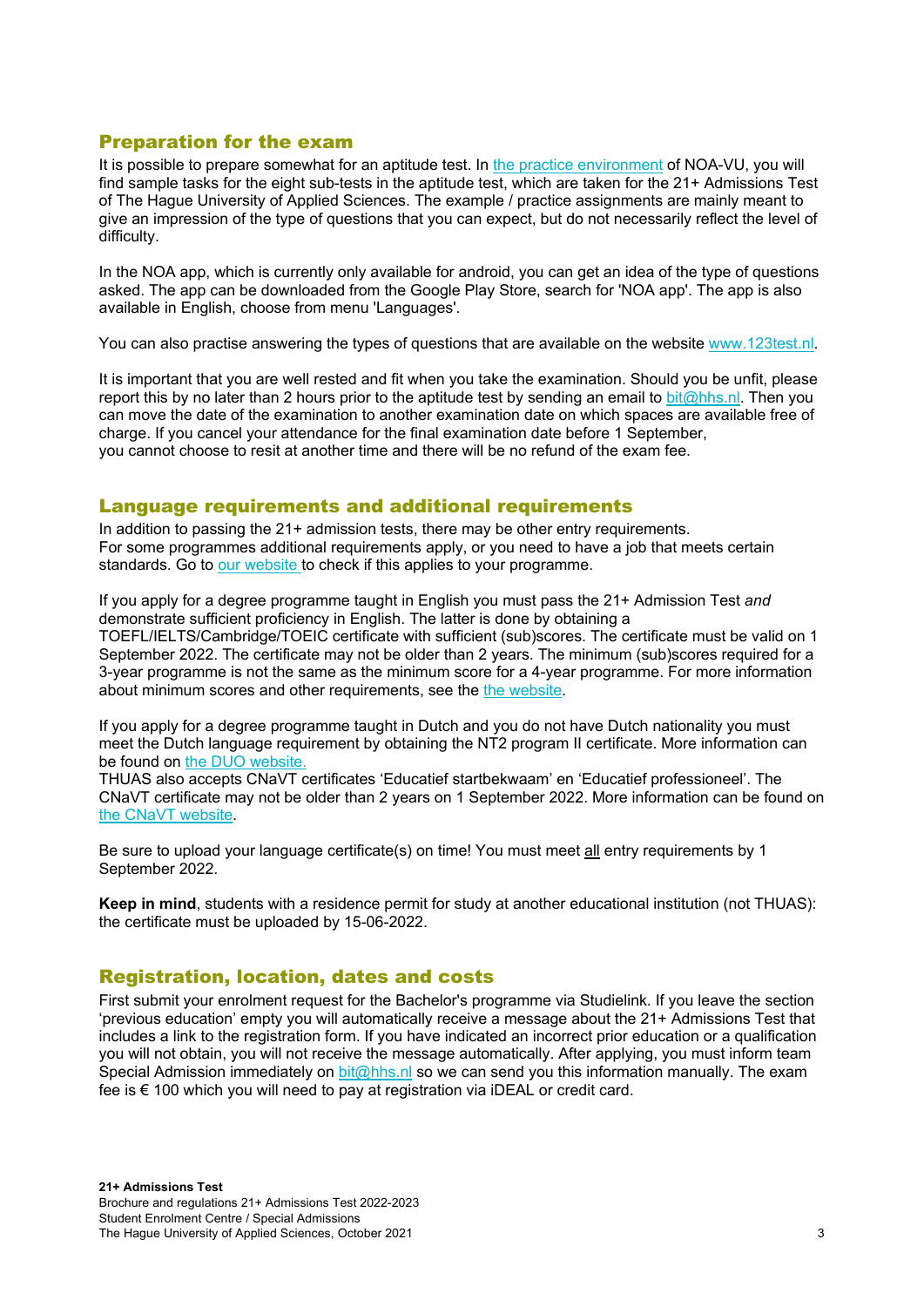## Preparation for the exam

It is possible to prepare somewhat for an aptitude test. In the practice environment of NOA-VU, you will find sample tasks for the eight sub-tests in the aptitude test, which are taken for the 21+ Admissions Test of The Hague University of Applied Sciences. The example / practice assignments are mainly meant to give an impression of the type of questions that you can expect, but do not necessarily reflect the level of difficulty.

In the NOA app, which is currently only available for android, you can get an idea of the type of questions asked. The app can be downloaded from the Google Play Store, search for 'NOA app'. The app is also available in English, choose from menu 'Languages'.

You can also practise answering the types of questions that are available on the website www.123test.nl.

It is important that you are well rested and fit when you take the examination. Should you be unfit, please report this by no later than 2 hours prior to the aptitude test by sending an email to bit@hhs.nl. Then you can move the date of the examination to another examination date on which spaces are available free of charge. If you cancel your attendance for the final examination date before 1 September, you cannot choose to resit at another time and there will be no refund of the exam fee.

## Language requirements and additional requirements

In addition to passing the 21+ admission tests, there may be other entry requirements. For some programmes additional requirements apply, or you need to have a job that meets certain standards. Go to our website to check if this applies to your programme.

If you apply for a degree programme taught in English you must pass the 21+ Admission Test *and* demonstrate sufficient proficiency in English. The latter is done by obtaining a TOEFL/IELTS/Cambridge/TOEIC certificate with sufficient (sub)scores. The certificate must be valid on 1 September 2022. The certificate may not be older than 2 years. The minimum (sub)scores required for a 3-year programme is not the same as the minimum score for a 4-year programme. For more information about minimum scores and other requirements, see the the website.

If you apply for a degree programme taught in Dutch and you do not have Dutch nationality you must meet the Dutch language requirement by obtaining the NT2 program II certificate. More information can be found on the DUO website.
THUAS also accepts CNaVT certificates 'Educatief startbekwaam' en 'Educatief professioneel'. The CNaVT certificate may not be older than 2 years on 1 September 2022. More information can be found on the CNaVT website.

Be sure to upload your language certificate(s) on time! You must meet <u>all</u> entry requirements by 1 September 2022.

**Keep in mind**, students with a residence permit for study at another educational institution (not THUAS): the certificate must be uploaded by 15-06-2022.

## Registration, location, dates and costs

First submit your enrolment request for the Bachelor's programme via Studielink. If you leave the section 'previous education' empty you will automatically receive a message about the 21+ Admissions Test that includes a link to the registration form. If you have indicated an incorrect prior education or a qualification you will not obtain, you will not receive the message automatically. After applying, you must inform team Special Admission immediately on bit@hhs.nl so we can send you this information manually. The exam fee is € 100 which you will need to pay at registration via iDEAL or credit card.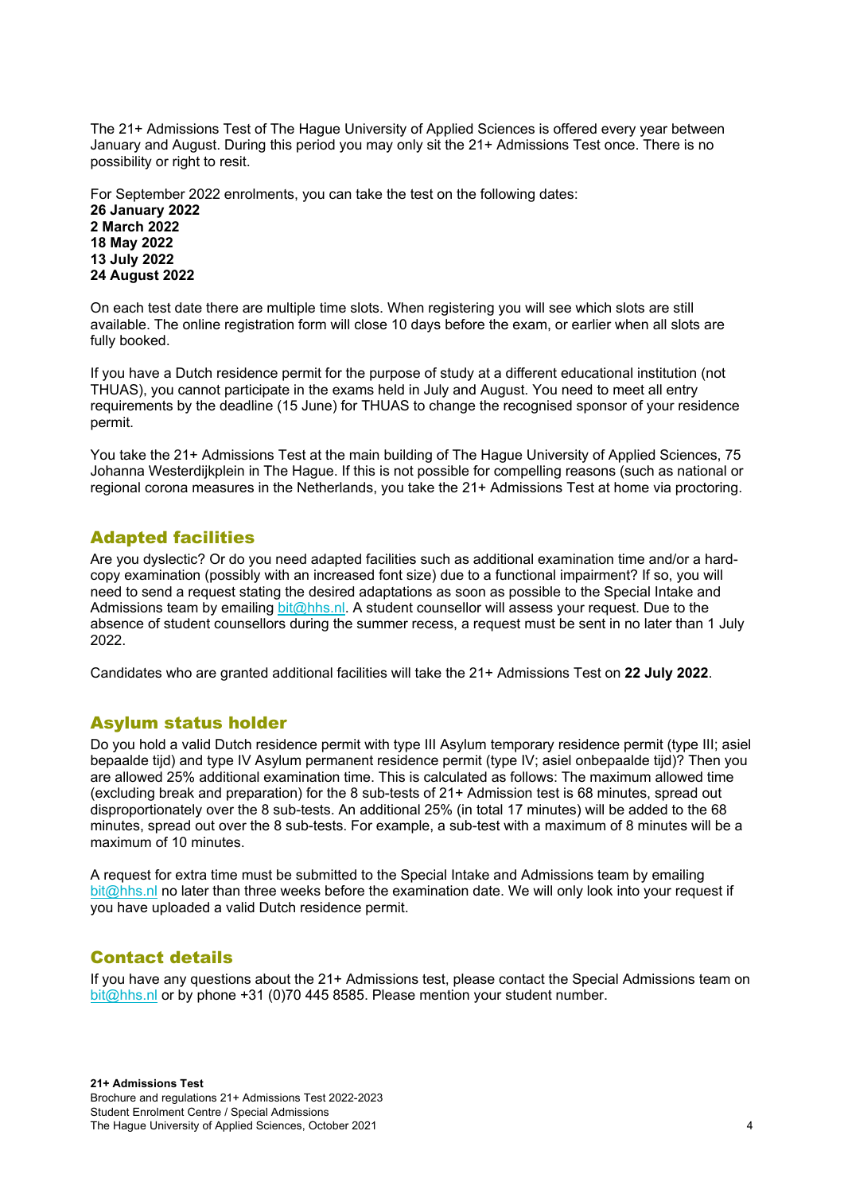The 21+ Admissions Test of The Hague University of Applied Sciences is offered every year between January and August. During this period you may only sit the 21+ Admissions Test once. There is no possibility or right to resit.

For September 2022 enrolments, you can take the test on the following dates:
**26 January 2022**
**2 March 2022**
**18 May 2022**
**13 July 2022**
**24 August 2022**

On each test date there are multiple time slots. When registering you will see which slots are still available. The online registration form will close 10 days before the exam, or earlier when all slots are fully booked.

If you have a Dutch residence permit for the purpose of study at a different educational institution (not THUAS), you cannot participate in the exams held in July and August. You need to meet all entry requirements by the deadline (15 June) for THUAS to change the recognised sponsor of your residence permit.

You take the 21+ Admissions Test at the main building of The Hague University of Applied Sciences, 75 Johanna Westerdijkplein in The Hague. If this is not possible for compelling reasons (such as national or regional corona measures in the Netherlands, you take the 21+ Admissions Test at home via proctoring.

## Adapted facilities

Are you dyslectic? Or do you need adapted facilities such as additional examination time and/or a hard-copy examination (possibly with an increased font size) due to a functional impairment? If so, you will need to send a request stating the desired adaptations as soon as possible to the Special Intake and Admissions team by emailing bit@hhs.nl. A student counsellor will assess your request. Due to the absence of student counsellors during the summer recess, a request must be sent in no later than 1 July 2022.

Candidates who are granted additional facilities will take the 21+ Admissions Test on **22 July 2022**.

## Asylum status holder

Do you hold a valid Dutch residence permit with type III Asylum temporary residence permit (type III; asiel bepaalde tijd) and type IV Asylum permanent residence permit (type IV; asiel onbepaalde tijd)? Then you are allowed 25% additional examination time. This is calculated as follows: The maximum allowed time (excluding break and preparation) for the 8 sub-tests of 21+ Admission test is 68 minutes, spread out disproportionately over the 8 sub-tests. An additional 25% (in total 17 minutes) will be added to the 68 minutes, spread out over the 8 sub-tests. For example, a sub-test with a maximum of 8 minutes will be a maximum of 10 minutes.

A request for extra time must be submitted to the Special Intake and Admissions team by emailing bit@hhs.nl no later than three weeks before the examination date. We will only look into your request if you have uploaded a valid Dutch residence permit.

## Contact details

If you have any questions about the 21+ Admissions test, please contact the Special Admissions team on bit@hhs.nl or by phone +31 (0)70 445 8585. Please mention your student number.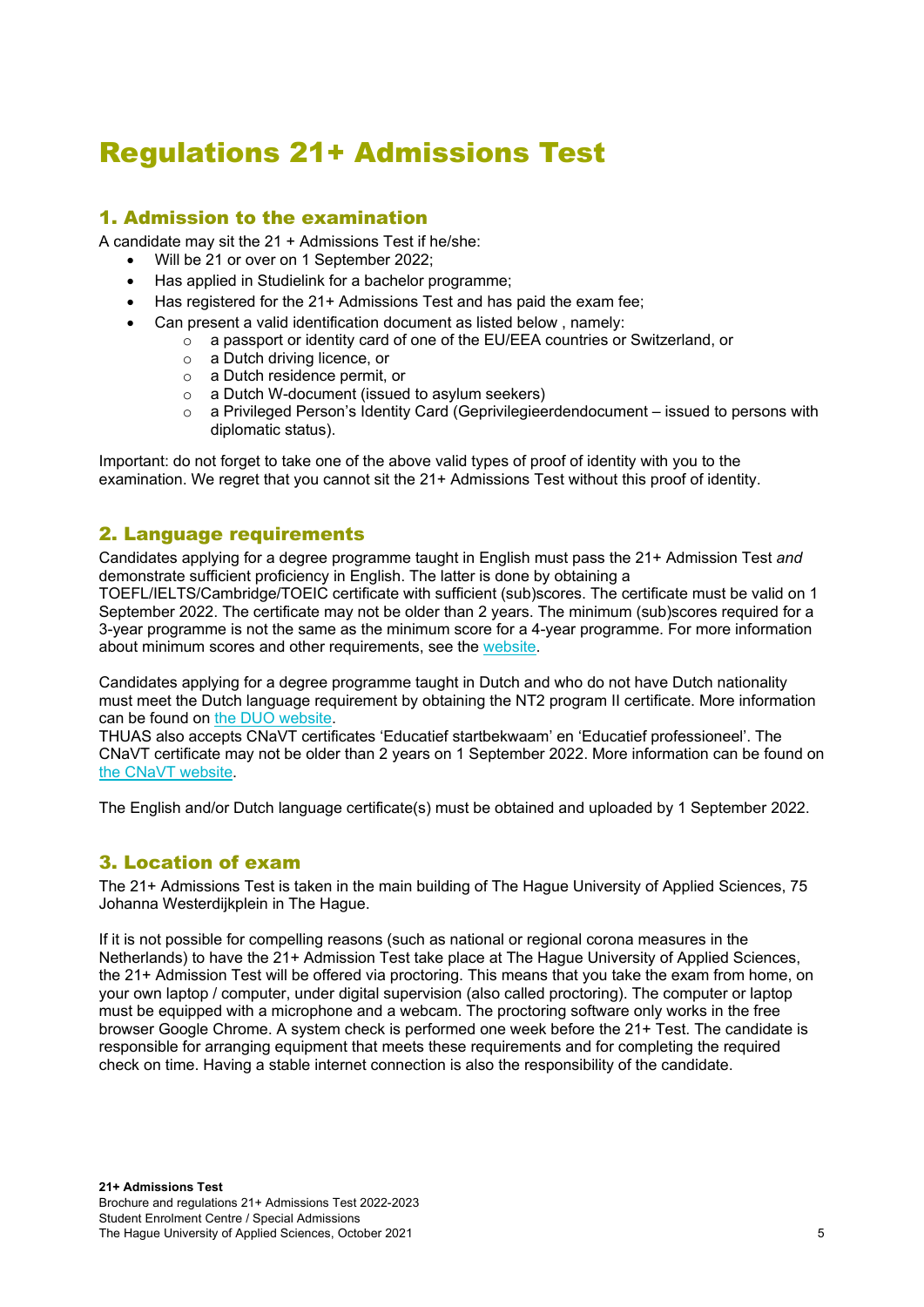# Regulations 21+ Admissions Test

## 1. Admission to the examination

A candidate may sit the 21 + Admissions Test if he/she:

- Will be 21 or over on 1 September 2022;
- Has applied in Studielink for a bachelor programme;
- Has registered for the 21+ Admissions Test and has paid the exam fee;
- Can present a valid identification document as listed below , namely:
    - a passport or identity card of one of the EU/EEA countries or Switzerland, or
    - a Dutch driving licence, or
    - a Dutch residence permit, or
    - a Dutch W-document (issued to asylum seekers)
    - a Privileged Person's Identity Card (Geprivilegieerdendocument – issued to persons with diplomatic status).

Important: do not forget to take one of the above valid types of proof of identity with you to the examination. We regret that you cannot sit the 21+ Admissions Test without this proof of identity.

## 2. Language requirements

Candidates applying for a degree programme taught in English must pass the 21+ Admission Test *and* demonstrate sufficient proficiency in English. The latter is done by obtaining a TOEFL/IELTS/Cambridge/TOEIC certificate with sufficient (sub)scores. The certificate must be valid on 1 September 2022. The certificate may not be older than 2 years. The minimum (sub)scores required for a 3-year programme is not the same as the minimum score for a 4-year programme. For more information about minimum scores and other requirements, see the website.

Candidates applying for a degree programme taught in Dutch and who do not have Dutch nationality must meet the Dutch language requirement by obtaining the NT2 program II certificate. More information can be found on the DUO website.
THUAS also accepts CNaVT certificates 'Educatief startbekwaam' en 'Educatief professioneel'. The CNaVT certificate may not be older than 2 years on 1 September 2022. More information can be found on the CNaVT website.

The English and/or Dutch language certificate(s) must be obtained and uploaded by 1 September 2022.

## 3. Location of exam

The 21+ Admissions Test is taken in the main building of The Hague University of Applied Sciences, 75 Johanna Westerdijkplein in The Hague.

If it is not possible for compelling reasons (such as national or regional corona measures in the Netherlands) to have the 21+ Admission Test take place at The Hague University of Applied Sciences, the 21+ Admission Test will be offered via proctoring. This means that you take the exam from home, on your own laptop / computer, under digital supervision (also called proctoring). The computer or laptop must be equipped with a microphone and a webcam. The proctoring software only works in the free browser Google Chrome. A system check is performed one week before the 21+ Test. The candidate is responsible for arranging equipment that meets these requirements and for completing the required check on time. Having a stable internet connection is also the responsibility of the candidate.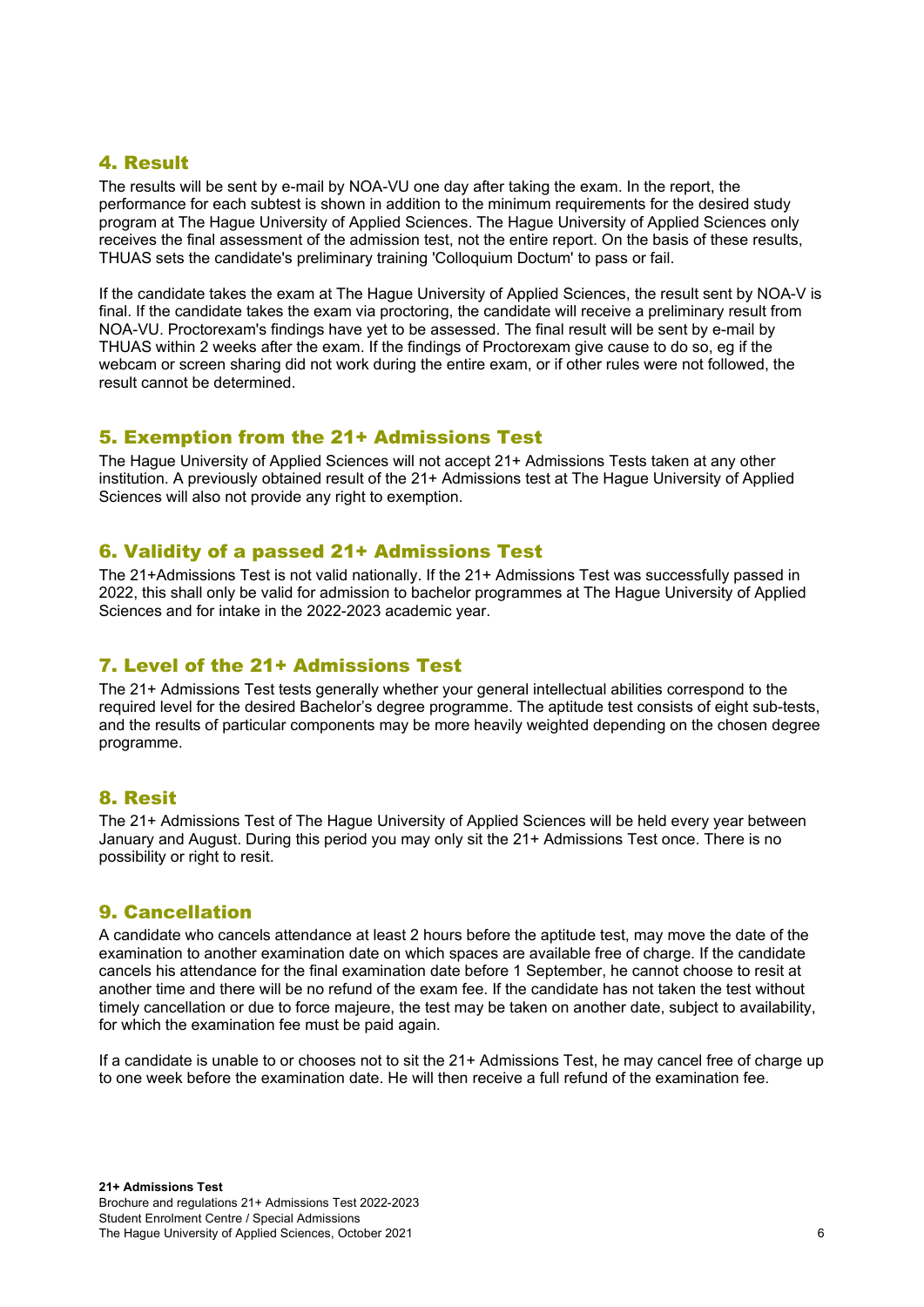## 4. Result

The results will be sent by e-mail by NOA-VU one day after taking the exam. In the report, the performance for each subtest is shown in addition to the minimum requirements for the desired study program at The Hague University of Applied Sciences. The Hague University of Applied Sciences only receives the final assessment of the admission test, not the entire report. On the basis of these results, THUAS sets the candidate's preliminary training 'Colloquium Doctum' to pass or fail.

If the candidate takes the exam at The Hague University of Applied Sciences, the result sent by NOA-V is final. If the candidate takes the exam via proctoring, the candidate will receive a preliminary result from NOA-VU. Proctorexam's findings have yet to be assessed. The final result will be sent by e-mail by THUAS within 2 weeks after the exam. If the findings of Proctorexam give cause to do so, eg if the webcam or screen sharing did not work during the entire exam, or if other rules were not followed, the result cannot be determined.

## 5. Exemption from the 21+ Admissions Test

The Hague University of Applied Sciences will not accept 21+ Admissions Tests taken at any other institution. A previously obtained result of the 21+ Admissions test at The Hague University of Applied Sciences will also not provide any right to exemption.

## 6. Validity of a passed 21+ Admissions Test

The 21+Admissions Test is not valid nationally. If the 21+ Admissions Test was successfully passed in 2022, this shall only be valid for admission to bachelor programmes at The Hague University of Applied Sciences and for intake in the 2022-2023 academic year.

## 7. Level of the 21+ Admissions Test

The 21+ Admissions Test tests generally whether your general intellectual abilities correspond to the required level for the desired Bachelor's degree programme. The aptitude test consists of eight sub-tests, and the results of particular components may be more heavily weighted depending on the chosen degree programme.

## 8. Resit

The 21+ Admissions Test of The Hague University of Applied Sciences will be held every year between January and August. During this period you may only sit the 21+ Admissions Test once. There is no possibility or right to resit.

## 9. Cancellation

A candidate who cancels attendance at least 2 hours before the aptitude test, may move the date of the examination to another examination date on which spaces are available free of charge. If the candidate cancels his attendance for the final examination date before 1 September, he cannot choose to resit at another time and there will be no refund of the exam fee. If the candidate has not taken the test without timely cancellation or due to force majeure, the test may be taken on another date, subject to availability, for which the examination fee must be paid again.

If a candidate is unable to or chooses not to sit the 21+ Admissions Test, he may cancel free of charge up to one week before the examination date. He will then receive a full refund of the examination fee.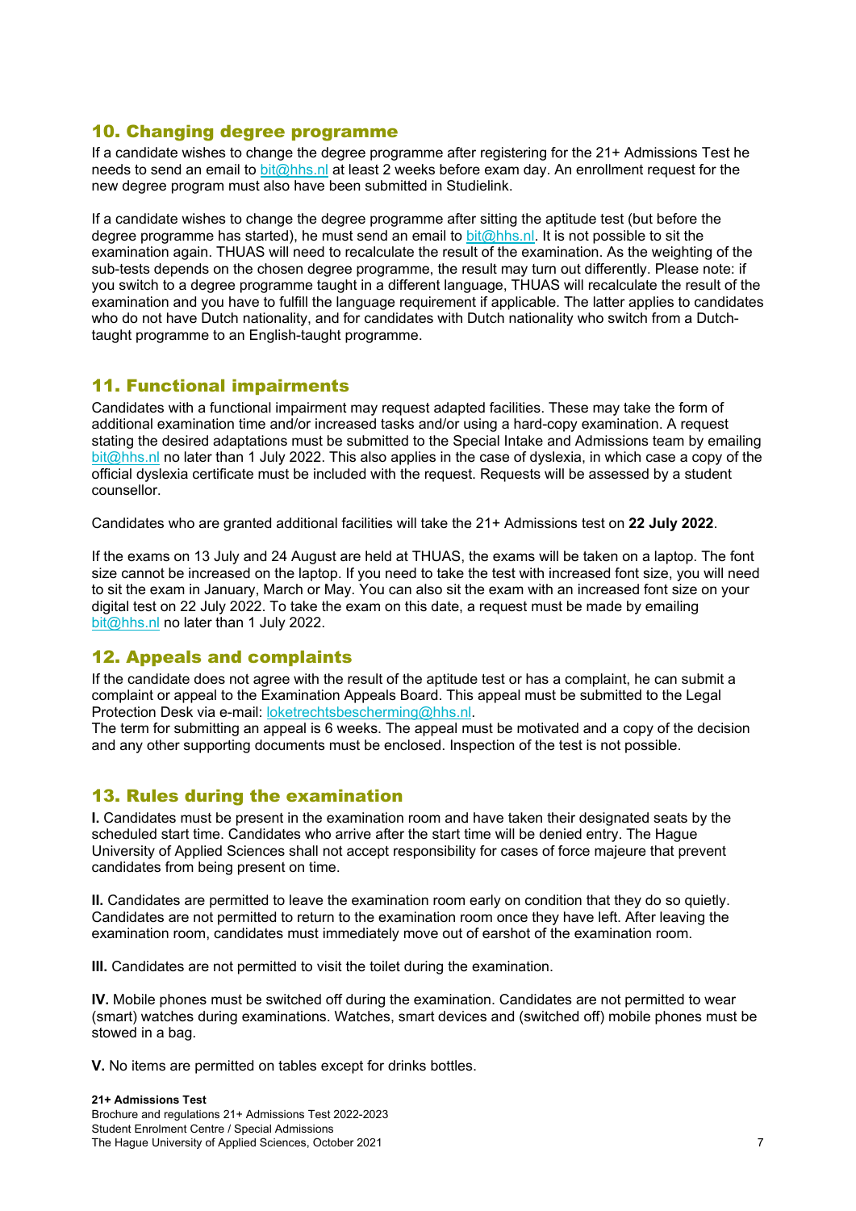## 10. Changing degree programme

If a candidate wishes to change the degree programme after registering for the 21+ Admissions Test he needs to send an email to bit@hhs.nl at least 2 weeks before exam day. An enrollment request for the new degree program must also have been submitted in Studielink.

If a candidate wishes to change the degree programme after sitting the aptitude test (but before the degree programme has started), he must send an email to bit@hhs.nl. It is not possible to sit the examination again. THUAS will need to recalculate the result of the examination. As the weighting of the sub-tests depends on the chosen degree programme, the result may turn out differently. Please note: if you switch to a degree programme taught in a different language, THUAS will recalculate the result of the examination and you have to fulfill the language requirement if applicable. The latter applies to candidates who do not have Dutch nationality, and for candidates with Dutch nationality who switch from a Dutch-taught programme to an English-taught programme.

## 11. Functional impairments

Candidates with a functional impairment may request adapted facilities. These may take the form of additional examination time and/or increased tasks and/or using a hard-copy examination. A request stating the desired adaptations must be submitted to the Special Intake and Admissions team by emailing bit@hhs.nl no later than 1 July 2022. This also applies in the case of dyslexia, in which case a copy of the official dyslexia certificate must be included with the request. Requests will be assessed by a student counsellor.

Candidates who are granted additional facilities will take the 21+ Admissions test on **22 July 2022**.

If the exams on 13 July and 24 August are held at THUAS, the exams will be taken on a laptop. The font size cannot be increased on the laptop. If you need to take the test with increased font size, you will need to sit the exam in January, March or May. You can also sit the exam with an increased font size on your digital test on 22 July 2022. To take the exam on this date, a request must be made by emailing bit@hhs.nl no later than 1 July 2022.

## 12. Appeals and complaints

If the candidate does not agree with the result of the aptitude test or has a complaint, he can submit a complaint or appeal to the Examination Appeals Board. This appeal must be submitted to the Legal Protection Desk via e-mail: loketrechtsbescherming@hhs.nl.
The term for submitting an appeal is 6 weeks. The appeal must be motivated and a copy of the decision and any other supporting documents must be enclosed. Inspection of the test is not possible.

## 13. Rules during the examination

**I.** Candidates must be present in the examination room and have taken their designated seats by the scheduled start time. Candidates who arrive after the start time will be denied entry. The Hague University of Applied Sciences shall not accept responsibility for cases of force majeure that prevent candidates from being present on time.

**II.** Candidates are permitted to leave the examination room early on condition that they do so quietly. Candidates are not permitted to return to the examination room once they have left. After leaving the examination room, candidates must immediately move out of earshot of the examination room.

**III.** Candidates are not permitted to visit the toilet during the examination.

**IV.** Mobile phones must be switched off during the examination. Candidates are not permitted to wear (smart) watches during examinations. Watches, smart devices and (switched off) mobile phones must be stowed in a bag.

**V.** No items are permitted on tables except for drinks bottles.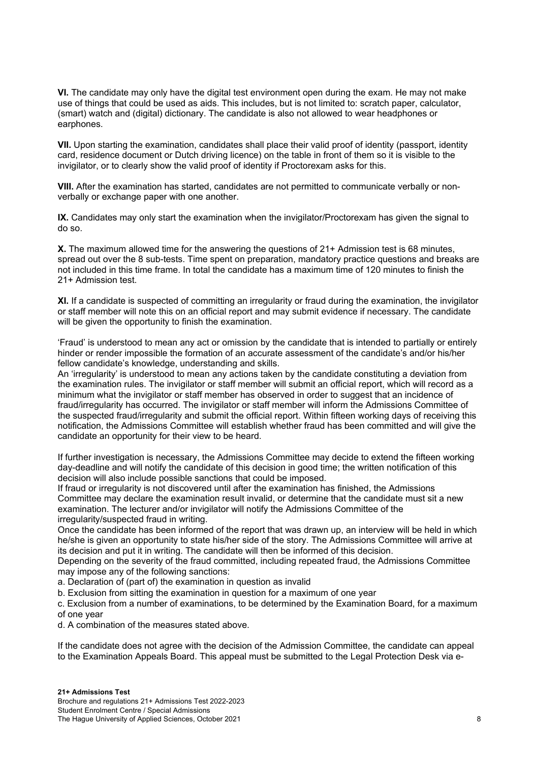**VI.** The candidate may only have the digital test environment open during the exam. He may not make use of things that could be used as aids. This includes, but is not limited to: scratch paper, calculator, (smart) watch and (digital) dictionary. The candidate is also not allowed to wear headphones or earphones.

**VII.** Upon starting the examination, candidates shall place their valid proof of identity (passport, identity card, residence document or Dutch driving licence) on the table in front of them so it is visible to the invigilator, or to clearly show the valid proof of identity if Proctorexam asks for this.

**VIII.** After the examination has started, candidates are not permitted to communicate verbally or non-verbally or exchange paper with one another.

**IX.** Candidates may only start the examination when the invigilator/Proctorexam has given the signal to do so.

**X.** The maximum allowed time for the answering the questions of 21+ Admission test is 68 minutes, spread out over the 8 sub-tests. Time spent on preparation, mandatory practice questions and breaks are not included in this time frame. In total the candidate has a maximum time of 120 minutes to finish the 21+ Admission test.

**XI.** If a candidate is suspected of committing an irregularity or fraud during the examination, the invigilator or staff member will note this on an official report and may submit evidence if necessary. The candidate will be given the opportunity to finish the examination.

'Fraud' is understood to mean any act or omission by the candidate that is intended to partially or entirely hinder or render impossible the formation of an accurate assessment of the candidate's and/or his/her fellow candidate's knowledge, understanding and skills.
An 'irregularity' is understood to mean any actions taken by the candidate constituting a deviation from the examination rules. The invigilator or staff member will submit an official report, which will record as a minimum what the invigilator or staff member has observed in order to suggest that an incidence of fraud/irregularity has occurred. The invigilator or staff member will inform the Admissions Committee of the suspected fraud/irregularity and submit the official report. Within fifteen working days of receiving this notification, the Admissions Committee will establish whether fraud has been committed and will give the candidate an opportunity for their view to be heard.

If further investigation is necessary, the Admissions Committee may decide to extend the fifteen working day-deadline and will notify the candidate of this decision in good time; the written notification of this decision will also include possible sanctions that could be imposed.
If fraud or irregularity is not discovered until after the examination has finished, the Admissions Committee may declare the examination result invalid, or determine that the candidate must sit a new examination. The lecturer and/or invigilator will notify the Admissions Committee of the irregularity/suspected fraud in writing.
Once the candidate has been informed of the report that was drawn up, an interview will be held in which he/she is given an opportunity to state his/her side of the story. The Admissions Committee will arrive at its decision and put it in writing. The candidate will then be informed of this decision.
Depending on the severity of the fraud committed, including repeated fraud, the Admissions Committee may impose any of the following sanctions:

a. Declaration of (part of) the examination in question as invalid
b. Exclusion from sitting the examination in question for a maximum of one year
c. Exclusion from a number of examinations, to be determined by the Examination Board, for a maximum of one year
d. A combination of the measures stated above.

If the candidate does not agree with the decision of the Admission Committee, the candidate can appeal to the Examination Appeals Board. This appeal must be submitted to the Legal Protection Desk via e-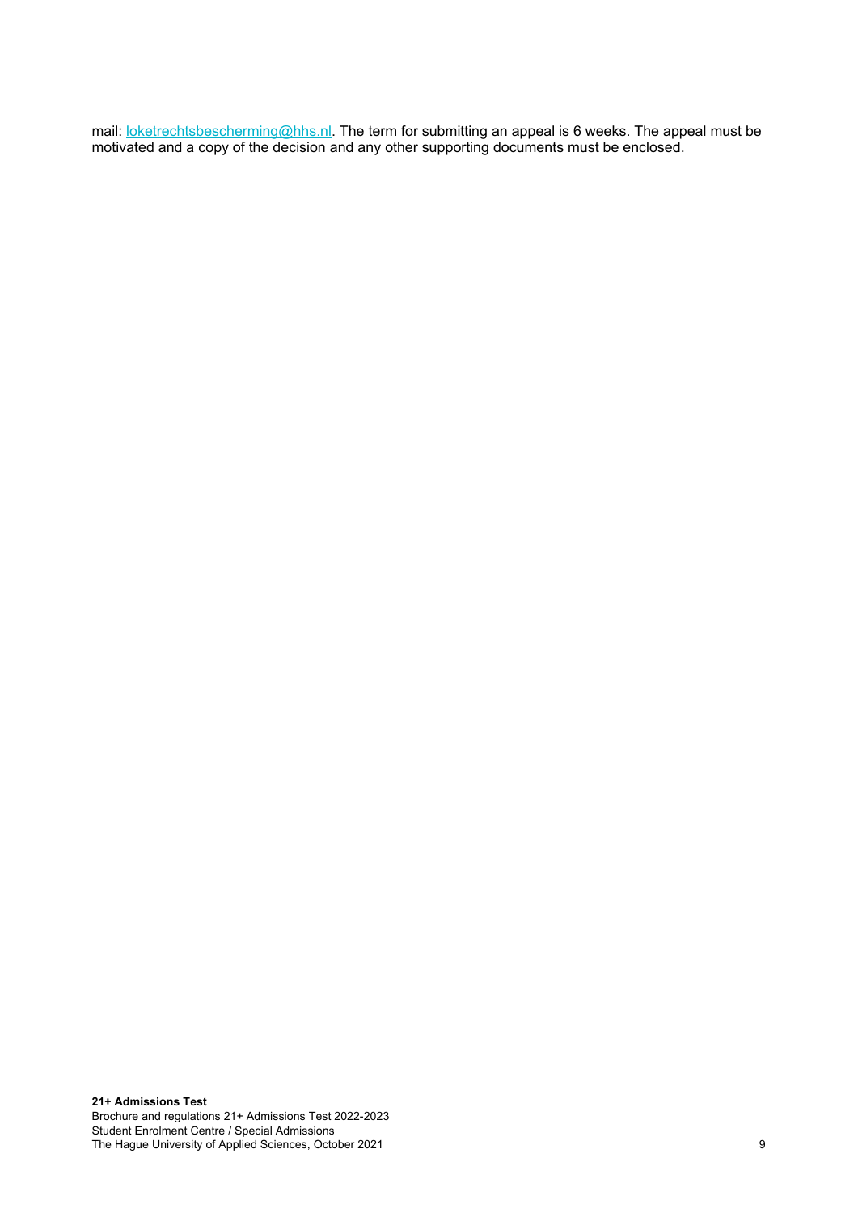mail: loketrechtsbescherming@hhs.nl. The term for submitting an appeal is 6 weeks. The appeal must be motivated and a copy of the decision and any other supporting documents must be enclosed.